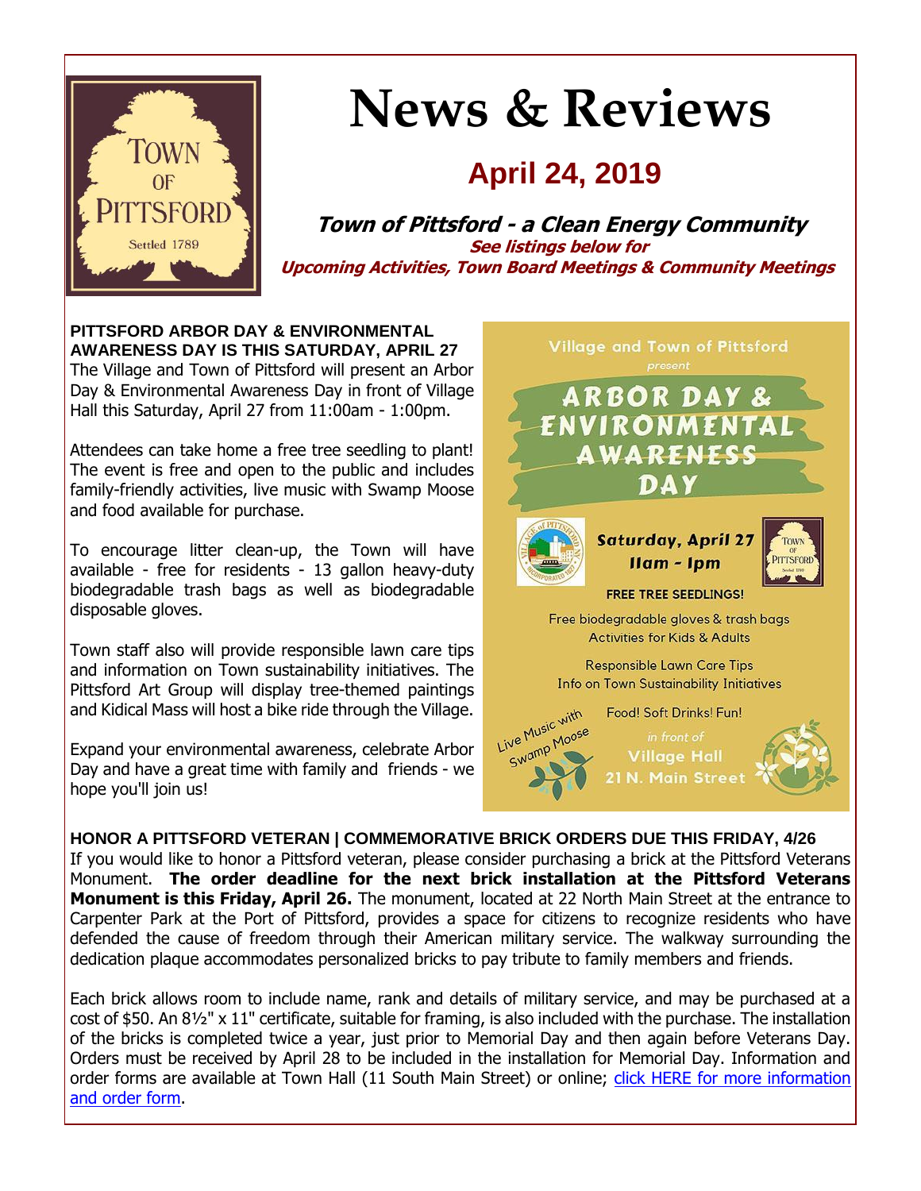# News & Reviews

## April 24, 2019

**Town of Pittsford - a Clean Energy Community**

**See listings below for Upcoming Activities, Town Board Meetings & Community Meetings**

**PITTSFORD ARBOR DAY & ENVIRONMENTAL AWARENESS DAY IS THIS SATURDAY, APRIL 27**

The Village and Town of Pittsford will present an Arbor Day & Environmental Awareness Day in front of Village Hall this Saturday, April 27 from 11:00am - 1:00pm.

Attendees can take home a free tree seedling to plant! The event is free and open to the public and includes family-friendly activities, live music with Swamp Moose and food available for purchase.

To encourage litter clean-up, the Town will have available - free for residents - 13 gallon heavy-duty biodegradable trash bags as well as biodegradable disposable gloves.

Town staff also will provide responsible lawn care tips and information on Town sustainability initiatives. The Pittsford Art Group will display tree-themed paintings and Kidical Mass will host a bike ride through the Village.

Expand your environmental awareness, celebrate Arbor Day and have a great time with family and friends - we hope you'll join us!

Village and Town of Pittsford present

ARBOR DAY & ENVIRONMENTAL AWARENESS DAY

Saturday, April 27
11am - 1pm

FREE TREE SEEDLINGS!

Free biodegradable gloves & trash bags
Activities for Kids & Adults

Responsible Lawn Care Tips
Info on Town Sustainability Initiatives

Live Music with Swamp Moose

Food! Soft Drinks! Fun!

in front of Village Hall
21 N. Main Street

**HONOR A PITTSFORD VETERAN | COMMEMORATIVE BRICK ORDERS DUE THIS FRIDAY, 4/26**

If you would like to honor a Pittsford veteran, please consider purchasing a brick at the Pittsford Veterans Monument. **The order deadline for the next brick installation at the Pittsford Veterans Monument is this Friday, April 26.** The monument, located at 22 North Main Street at the entrance to Carpenter Park at the Port of Pittsford, provides a space for citizens to recognize residents who have defended the cause of freedom through their American military service. The walkway surrounding the dedication plaque accommodates personalized bricks to pay tribute to family members and friends.

Each brick allows room to include name, rank and details of military service, and may be purchased at a cost of $50. An 8½" x 11" certificate, suitable for framing, is also included with the purchase. The installation of the bricks is completed twice a year, just prior to Memorial Day and then again before Veterans Day. Orders must be received by April 28 to be included in the installation for Memorial Day. Information and order forms are available at Town Hall (11 South Main Street) or online; click HERE for more information and order form.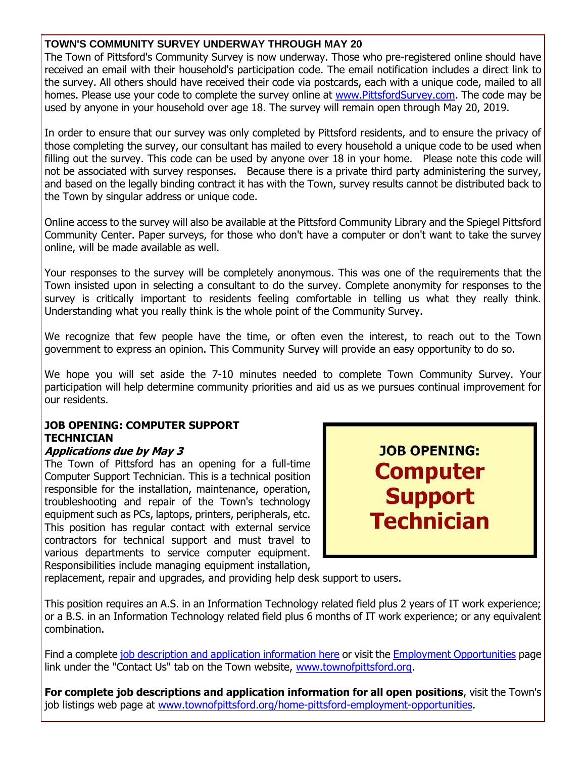## TOWN'S COMMUNITY SURVEY UNDERWAY THROUGH MAY 20

The Town of Pittsford's Community Survey is now underway. Those who pre-registered online should have received an email with their household's participation code. The email notification includes a direct link to the survey. All others should have received their code via postcards, each with a unique code, mailed to all homes. Please use your code to complete the survey online at www.PittsfordSurvey.com. The code may be used by anyone in your household over age 18. The survey will remain open through May 20, 2019.

In order to ensure that our survey was only completed by Pittsford residents, and to ensure the privacy of those completing the survey, our consultant has mailed to every household a unique code to be used when filling out the survey. This code can be used by anyone over 18 in your home. Please note this code will not be associated with survey responses. Because there is a private third party administering the survey, and based on the legally binding contract it has with the Town, survey results cannot be distributed back to the Town by singular address or unique code.

Online access to the survey will also be available at the Pittsford Community Library and the Spiegel Pittsford Community Center. Paper surveys, for those who don't have a computer or don't want to take the survey online, will be made available as well.

Your responses to the survey will be completely anonymous. This was one of the requirements that the Town insisted upon in selecting a consultant to do the survey. Complete anonymity for responses to the survey is critically important to residents feeling comfortable in telling us what they really think. Understanding what you really think is the whole point of the Community Survey.

We recognize that few people have the time, or often even the interest, to reach out to the Town government to express an opinion. This Community Survey will provide an easy opportunity to do so.

We hope you will set aside the 7-10 minutes needed to complete Town Community Survey. Your participation will help determine community priorities and aid us as we pursues continual improvement for our residents.

## JOB OPENING: COMPUTER SUPPORT TECHNICIAN

***Applications due by May 3***

JOB OPENING: **Computer Support Technician**

The Town of Pittsford has an opening for a full-time Computer Support Technician. This is a technical position responsible for the installation, maintenance, operation, troubleshooting and repair of the Town's technology equipment such as PCs, laptops, printers, peripherals, etc. This position has regular contact with external service contractors for technical support and must travel to various departments to service computer equipment. Responsibilities include managing equipment installation, replacement, repair and upgrades, and providing help desk support to users.

This position requires an A.S. in an Information Technology related field plus 2 years of IT work experience; or a B.S. in an Information Technology related field plus 6 months of IT work experience; or any equivalent combination.

Find a complete job description and application information here or visit the Employment Opportunities page link under the "Contact Us" tab on the Town website, www.townofpittsford.org.

**For complete job descriptions and application information for all open positions**, visit the Town's job listings web page at www.townofpittsford.org/home-pittsford-employment-opportunities.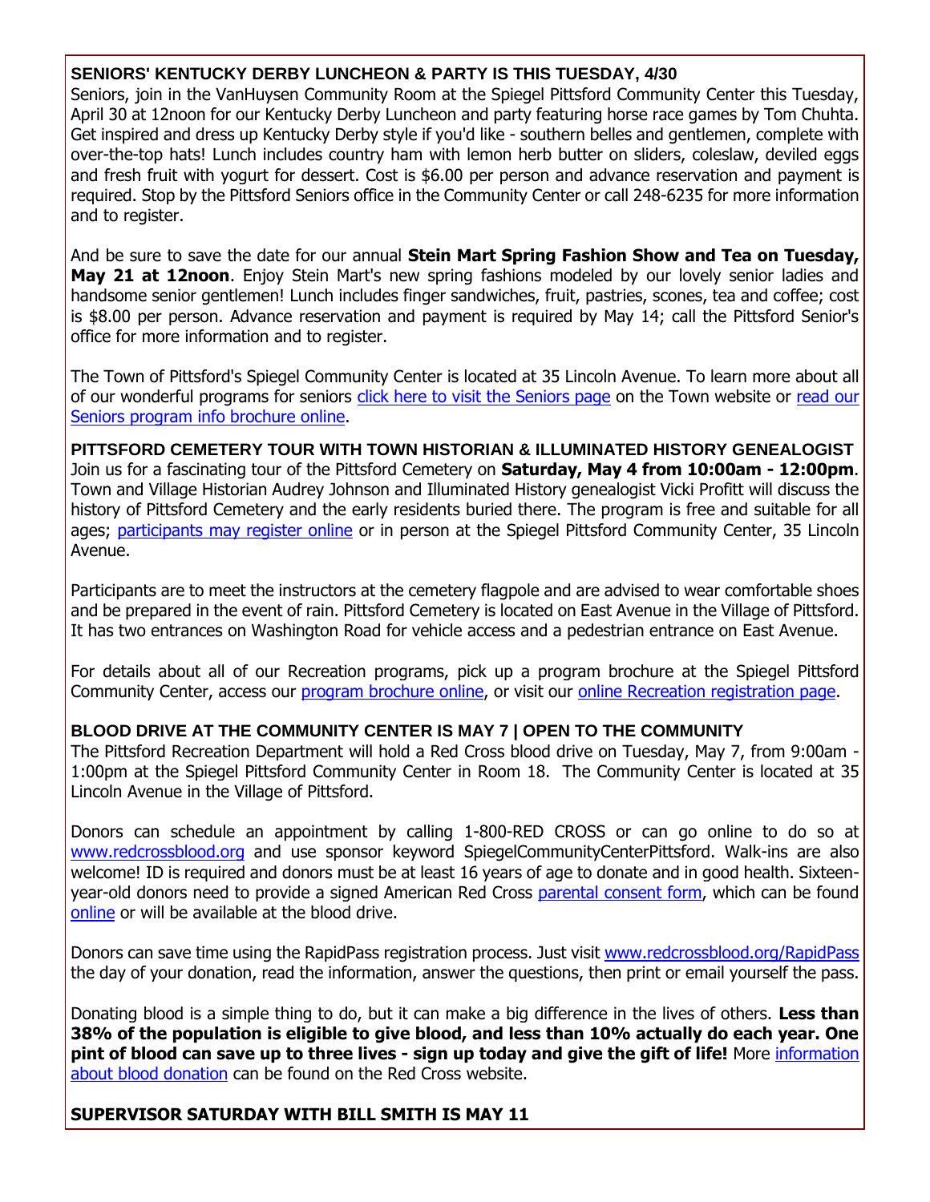**SENIORS' KENTUCKY DERBY LUNCHEON & PARTY IS THIS TUESDAY, 4/30**

Seniors, join in the VanHuysen Community Room at the Spiegel Pittsford Community Center this Tuesday, April 30 at 12noon for our Kentucky Derby Luncheon and party featuring horse race games by Tom Chuhta. Get inspired and dress up Kentucky Derby style if you'd like - southern belles and gentlemen, complete with over-the-top hats! Lunch includes country ham with lemon herb butter on sliders, coleslaw, deviled eggs and fresh fruit with yogurt for dessert. Cost is $6.00 per person and advance reservation and payment is required. Stop by the Pittsford Seniors office in the Community Center or call 248-6235 for more information and to register.

And be sure to save the date for our annual **Stein Mart Spring Fashion Show and Tea on Tuesday, May 21 at 12noon**. Enjoy Stein Mart's new spring fashions modeled by our lovely senior ladies and handsome senior gentlemen! Lunch includes finger sandwiches, fruit, pastries, scones, tea and coffee; cost is $8.00 per person. Advance reservation and payment is required by May 14; call the Pittsford Senior's office for more information and to register.

The Town of Pittsford's Spiegel Community Center is located at 35 Lincoln Avenue. To learn more about all of our wonderful programs for seniors click here to visit the Seniors page on the Town website or read our Seniors program info brochure online.

**PITTSFORD CEMETERY TOUR WITH TOWN HISTORIAN & ILLUMINATED HISTORY GENEALOGIST**

Join us for a fascinating tour of the Pittsford Cemetery on **Saturday, May 4 from 10:00am - 12:00pm**. Town and Village Historian Audrey Johnson and Illuminated History genealogist Vicki Profitt will discuss the history of Pittsford Cemetery and the early residents buried there. The program is free and suitable for all ages; participants may register online or in person at the Spiegel Pittsford Community Center, 35 Lincoln Avenue.

Participants are to meet the instructors at the cemetery flagpole and are advised to wear comfortable shoes and be prepared in the event of rain. Pittsford Cemetery is located on East Avenue in the Village of Pittsford. It has two entrances on Washington Road for vehicle access and a pedestrian entrance on East Avenue.

For details about all of our Recreation programs, pick up a program brochure at the Spiegel Pittsford Community Center, access our program brochure online, or visit our online Recreation registration page.

**BLOOD DRIVE AT THE COMMUNITY CENTER IS MAY 7 | OPEN TO THE COMMUNITY**

The Pittsford Recreation Department will hold a Red Cross blood drive on Tuesday, May 7, from 9:00am - 1:00pm at the Spiegel Pittsford Community Center in Room 18. The Community Center is located at 35 Lincoln Avenue in the Village of Pittsford.

Donors can schedule an appointment by calling 1-800-RED CROSS or can go online to do so at www.redcrossblood.org and use sponsor keyword SpiegelCommunityCenterPittsford. Walk-ins are also welcome! ID is required and donors must be at least 16 years of age to donate and in good health. Sixteen-year-old donors need to provide a signed American Red Cross parental consent form, which can be found online or will be available at the blood drive.

Donors can save time using the RapidPass registration process. Just visit www.redcrossblood.org/RapidPass the day of your donation, read the information, answer the questions, then print or email yourself the pass.

Donating blood is a simple thing to do, but it can make a big difference in the lives of others. **Less than 38% of the population is eligible to give blood, and less than 10% actually do each year. One pint of blood can save up to three lives - sign up today and give the gift of life!** More information about blood donation can be found on the Red Cross website.

**SUPERVISOR SATURDAY WITH BILL SMITH IS MAY 11**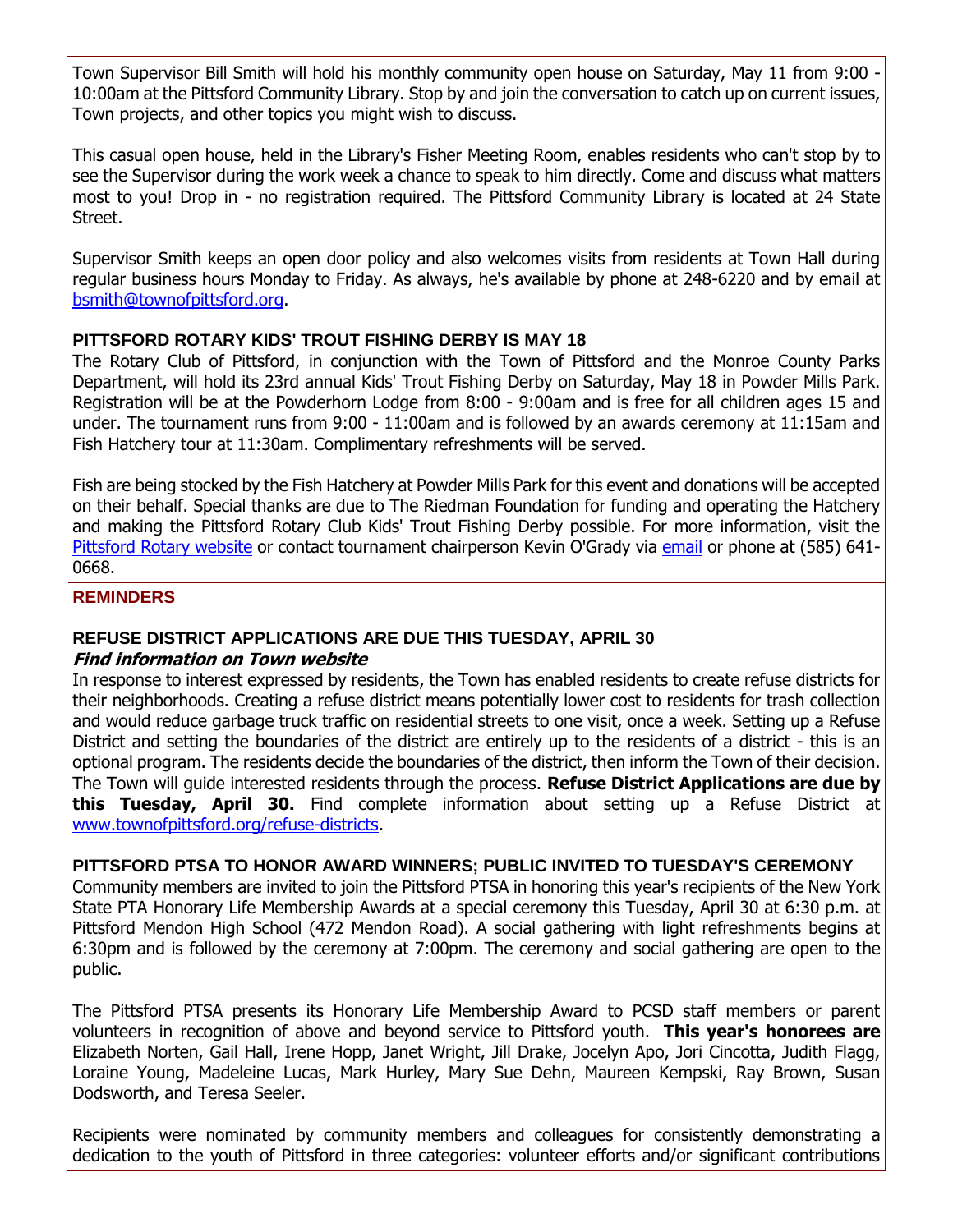Town Supervisor Bill Smith will hold his monthly community open house on Saturday, May 11 from 9:00 - 10:00am at the Pittsford Community Library. Stop by and join the conversation to catch up on current issues, Town projects, and other topics you might wish to discuss.

This casual open house, held in the Library's Fisher Meeting Room, enables residents who can't stop by to see the Supervisor during the work week a chance to speak to him directly. Come and discuss what matters most to you! Drop in - no registration required. The Pittsford Community Library is located at 24 State Street.

Supervisor Smith keeps an open door policy and also welcomes visits from residents at Town Hall during regular business hours Monday to Friday. As always, he's available by phone at 248-6220 and by email at bsmith@townofpittsford.org.

### PITTSFORD ROTARY KIDS' TROUT FISHING DERBY IS MAY 18

The Rotary Club of Pittsford, in conjunction with the Town of Pittsford and the Monroe County Parks Department, will hold its 23rd annual Kids' Trout Fishing Derby on Saturday, May 18 in Powder Mills Park. Registration will be at the Powderhorn Lodge from 8:00 - 9:00am and is free for all children ages 15 and under. The tournament runs from 9:00 - 11:00am and is followed by an awards ceremony at 11:15am and Fish Hatchery tour at 11:30am. Complimentary refreshments will be served.

Fish are being stocked by the Fish Hatchery at Powder Mills Park for this event and donations will be accepted on their behalf. Special thanks are due to The Riedman Foundation for funding and operating the Hatchery and making the Pittsford Rotary Club Kids' Trout Fishing Derby possible. For more information, visit the Pittsford Rotary website or contact tournament chairperson Kevin O'Grady via email or phone at (585) 641-0668.

## REMINDERS

### REFUSE DISTRICT APPLICATIONS ARE DUE THIS TUESDAY, APRIL 30

***Find information on Town website***

In response to interest expressed by residents, the Town has enabled residents to create refuse districts for their neighborhoods. Creating a refuse district means potentially lower cost to residents for trash collection and would reduce garbage truck traffic on residential streets to one visit, once a week. Setting up a Refuse District and setting the boundaries of the district are entirely up to the residents of a district - this is an optional program. The residents decide the boundaries of the district, then inform the Town of their decision. The Town will guide interested residents through the process. **Refuse District Applications are due by this Tuesday, April 30.** Find complete information about setting up a Refuse District at www.townofpittsford.org/refuse-districts.

### PITTSFORD PTSA TO HONOR AWARD WINNERS; PUBLIC INVITED TO TUESDAY'S CEREMONY

Community members are invited to join the Pittsford PTSA in honoring this year's recipients of the New York State PTA Honorary Life Membership Awards at a special ceremony this Tuesday, April 30 at 6:30 p.m. at Pittsford Mendon High School (472 Mendon Road). A social gathering with light refreshments begins at 6:30pm and is followed by the ceremony at 7:00pm. The ceremony and social gathering are open to the public.

The Pittsford PTSA presents its Honorary Life Membership Award to PCSD staff members or parent volunteers in recognition of above and beyond service to Pittsford youth. **This year's honorees are** Elizabeth Norten, Gail Hall, Irene Hopp, Janet Wright, Jill Drake, Jocelyn Apo, Jori Cincotta, Judith Flagg, Loraine Young, Madeleine Lucas, Mark Hurley, Mary Sue Dehn, Maureen Kempski, Ray Brown, Susan Dodsworth, and Teresa Seeler.

Recipients were nominated by community members and colleagues for consistently demonstrating a dedication to the youth of Pittsford in three categories: volunteer efforts and/or significant contributions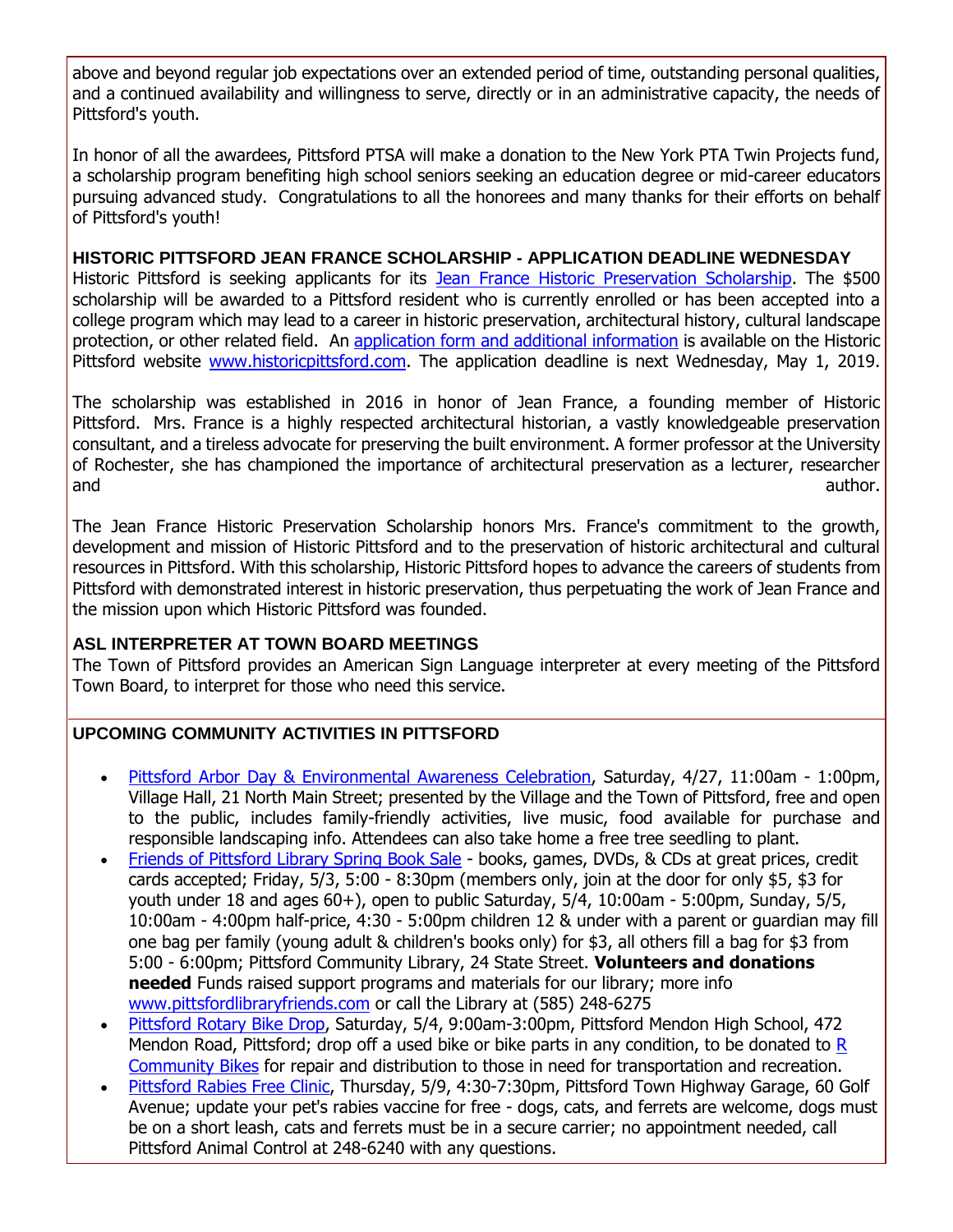above and beyond regular job expectations over an extended period of time, outstanding personal qualities, and a continued availability and willingness to serve, directly or in an administrative capacity, the needs of Pittsford's youth.

In honor of all the awardees, Pittsford PTSA will make a donation to the New York PTA Twin Projects fund, a scholarship program benefiting high school seniors seeking an education degree or mid-career educators pursuing advanced study. Congratulations to all the honorees and many thanks for their efforts on behalf of Pittsford's youth!

### HISTORIC PITTSFORD JEAN FRANCE SCHOLARSHIP - APPLICATION DEADLINE WEDNESDAY

Historic Pittsford is seeking applicants for its Jean France Historic Preservation Scholarship. The $500 scholarship will be awarded to a Pittsford resident who is currently enrolled or has been accepted into a college program which may lead to a career in historic preservation, architectural history, cultural landscape protection, or other related field. An application form and additional information is available on the Historic Pittsford website www.historicpittsford.com. The application deadline is next Wednesday, May 1, 2019.

The scholarship was established in 2016 in honor of Jean France, a founding member of Historic Pittsford. Mrs. France is a highly respected architectural historian, a vastly knowledgeable preservation consultant, and a tireless advocate for preserving the built environment. A former professor at the University of Rochester, she has championed the importance of architectural preservation as a lecturer, researcher and author.

The Jean France Historic Preservation Scholarship honors Mrs. France's commitment to the growth, development and mission of Historic Pittsford and to the preservation of historic architectural and cultural resources in Pittsford. With this scholarship, Historic Pittsford hopes to advance the careers of students from Pittsford with demonstrated interest in historic preservation, thus perpetuating the work of Jean France and the mission upon which Historic Pittsford was founded.

### ASL INTERPRETER AT TOWN BOARD MEETINGS

The Town of Pittsford provides an American Sign Language interpreter at every meeting of the Pittsford Town Board, to interpret for those who need this service.

### UPCOMING COMMUNITY ACTIVITIES IN PITTSFORD

- Pittsford Arbor Day & Environmental Awareness Celebration, Saturday, 4/27, 11:00am - 1:00pm, Village Hall, 21 North Main Street; presented by the Village and the Town of Pittsford, free and open to the public, includes family-friendly activities, live music, food available for purchase and responsible landscaping info. Attendees can also take home a free tree seedling to plant.
- Friends of Pittsford Library Spring Book Sale - books, games, DVDs, & CDs at great prices, credit cards accepted; Friday, 5/3, 5:00 - 8:30pm (members only, join at the door for only $5, $3 for youth under 18 and ages 60+), open to public Saturday, 5/4, 10:00am - 5:00pm, Sunday, 5/5, 10:00am - 4:00pm half-price, 4:30 - 5:00pm children 12 & under with a parent or guardian may fill one bag per family (young adult & children's books only) for $3, all others fill a bag for $3 from 5:00 - 6:00pm; Pittsford Community Library, 24 State Street. **Volunteers and donations needed** Funds raised support programs and materials for our library; more info www.pittsfordlibraryfriends.com or call the Library at (585) 248-6275
- Pittsford Rotary Bike Drop, Saturday, 5/4, 9:00am-3:00pm, Pittsford Mendon High School, 472 Mendon Road, Pittsford; drop off a used bike or bike parts in any condition, to be donated to R Community Bikes for repair and distribution to those in need for transportation and recreation.
- Pittsford Rabies Free Clinic, Thursday, 5/9, 4:30-7:30pm, Pittsford Town Highway Garage, 60 Golf Avenue; update your pet's rabies vaccine for free - dogs, cats, and ferrets are welcome, dogs must be on a short leash, cats and ferrets must be in a secure carrier; no appointment needed, call Pittsford Animal Control at 248-6240 with any questions.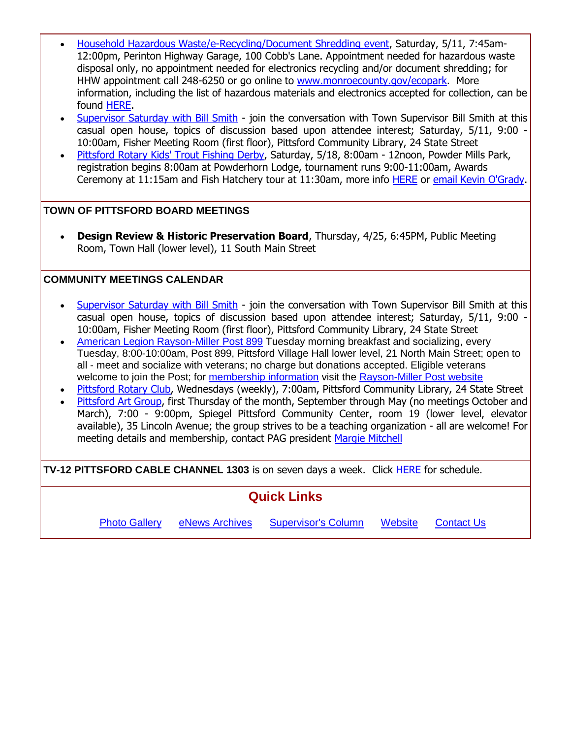- Household Hazardous Waste/e-Recycling/Document Shredding event, Saturday, 5/11, 7:45am-12:00pm, Perinton Highway Garage, 100 Cobb's Lane. Appointment needed for hazardous waste disposal only, no appointment needed for electronics recycling and/or document shredding; for HHW appointment call 248-6250 or go online to www.monroecounty.gov/ecopark. More information, including the list of hazardous materials and electronics accepted for collection, can be found HERE.
- Supervisor Saturday with Bill Smith - join the conversation with Town Supervisor Bill Smith at this casual open house, topics of discussion based upon attendee interest; Saturday, 5/11, 9:00 - 10:00am, Fisher Meeting Room (first floor), Pittsford Community Library, 24 State Street
- Pittsford Rotary Kids' Trout Fishing Derby, Saturday, 5/18, 8:00am - 12noon, Powder Mills Park, registration begins 8:00am at Powderhorn Lodge, tournament runs 9:00-11:00am, Awards Ceremony at 11:15am and Fish Hatchery tour at 11:30am, more info HERE or email Kevin O'Grady.

**TOWN OF PITTSFORD BOARD MEETINGS**

- **Design Review & Historic Preservation Board**, Thursday, 4/25, 6:45PM, Public Meeting Room, Town Hall (lower level), 11 South Main Street

**COMMUNITY MEETINGS CALENDAR**

- Supervisor Saturday with Bill Smith - join the conversation with Town Supervisor Bill Smith at this casual open house, topics of discussion based upon attendee interest; Saturday, 5/11, 9:00 - 10:00am, Fisher Meeting Room (first floor), Pittsford Community Library, 24 State Street
- American Legion Rayson-Miller Post 899 Tuesday morning breakfast and socializing, every Tuesday, 8:00-10:00am, Post 899, Pittsford Village Hall lower level, 21 North Main Street; open to all - meet and socialize with veterans; no charge but donations accepted. Eligible veterans welcome to join the Post; for membership information visit the Rayson-Miller Post website
- Pittsford Rotary Club, Wednesdays (weekly), 7:00am, Pittsford Community Library, 24 State Street
- Pittsford Art Group, first Thursday of the month, September through May (no meetings October and March), 7:00 - 9:00pm, Spiegel Pittsford Community Center, room 19 (lower level, elevator available), 35 Lincoln Avenue; the group strives to be a teaching organization - all are welcome! For meeting details and membership, contact PAG president Margie Mitchell

**TV-12 PITTSFORD CABLE CHANNEL 1303** is on seven days a week. Click HERE for schedule.

## Quick Links

Photo Gallery | eNews Archives | Supervisor's Column | Website | Contact Us